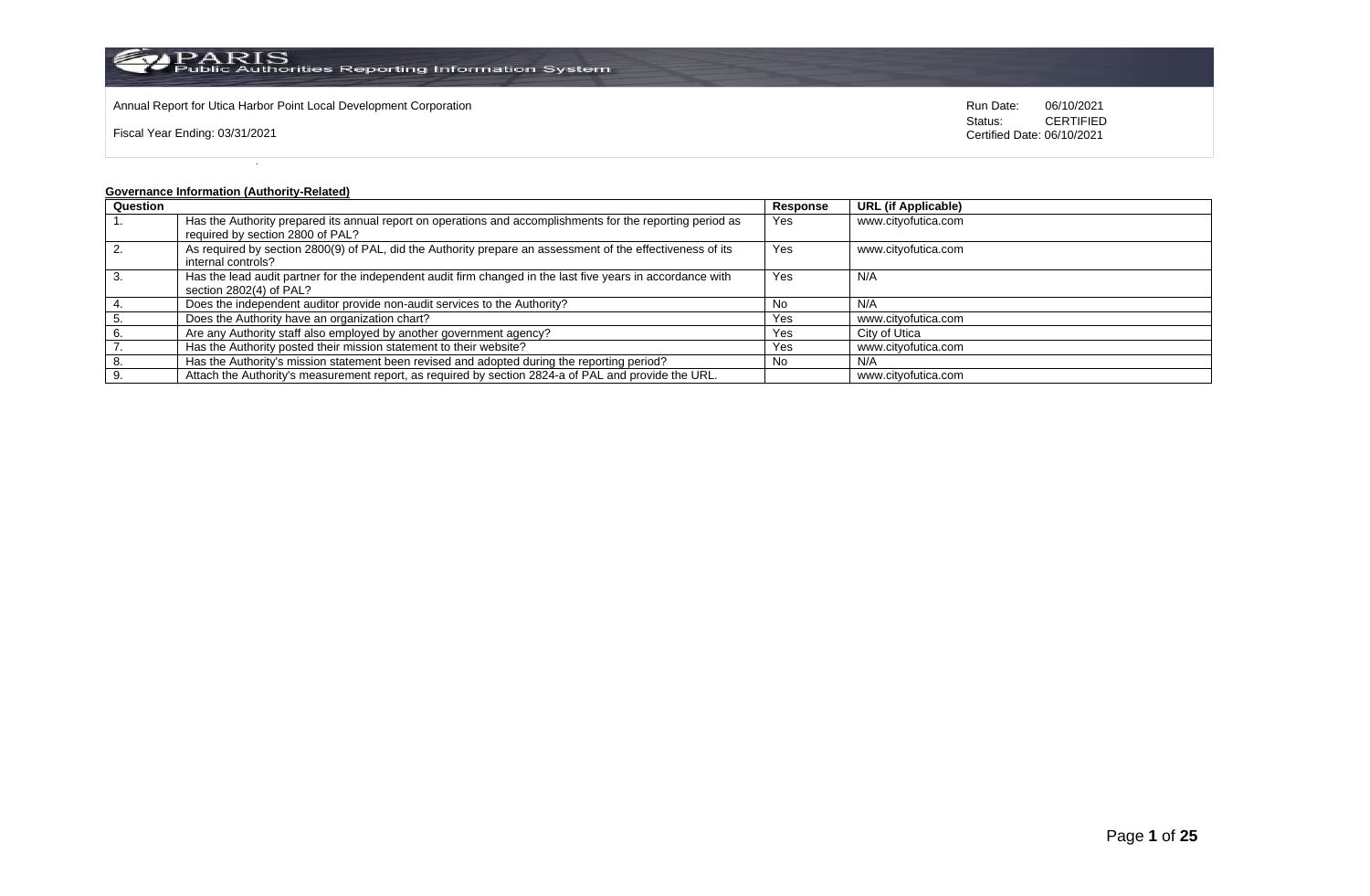Annual Report for Utica Harbor Point Local Development Corporation

Fiscal Year Ending: 03/31/2021

Run Date: 06/10/2021
Status: CERTIFIED
Certified Date: 06/10/2021

**Governance Information (Authority-Related)**

| Question | | Response | URL (if Applicable) |
|---|---|---|---|
| 1. | Has the Authority prepared its annual report on operations and accomplishments for the reporting period as required by section 2800 of PAL? | Yes | www.cityofutica.com |
| 2. | As required by section 2800(9) of PAL, did the Authority prepare an assessment of the effectiveness of its internal controls? | Yes | www.cityofutica.com |
| 3. | Has the lead audit partner for the independent audit firm changed in the last five years in accordance with section 2802(4) of PAL? | Yes | N/A |
| 4. | Does the independent auditor provide non-audit services to the Authority? | No | N/A |
| 5. | Does the Authority have an organization chart? | Yes | www.cityofutica.com |
| 6. | Are any Authority staff also employed by another government agency? | Yes | City of Utica |
| 7. | Has the Authority posted their mission statement to their website? | Yes | www.cityofutica.com |
| 8. | Has the Authority's mission statement been revised and adopted during the reporting period? | No | N/A |
| 9. | Attach the Authority's measurement report, as required by section 2824-a of PAL and provide the URL. | | www.cityofutica.com |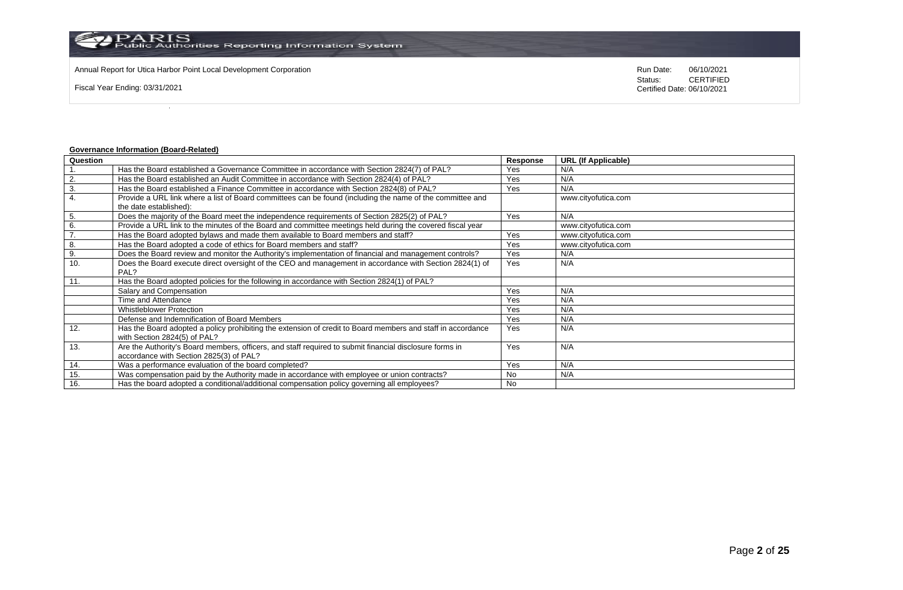Annual Report for Utica Harbor Point Local Development Corporation

Fiscal Year Ending: 03/31/2021

Run Date: 06/10/2021
Status: CERTIFIED
Certified Date: 06/10/2021

**Governance Information (Board-Related)**

| Question | | Response | URL (If Applicable) |
|---|---|---|---|
| 1. | Has the Board established a Governance Committee in accordance with Section 2824(7) of PAL? | Yes | N/A |
| 2. | Has the Board established an Audit Committee in accordance with Section 2824(4) of PAL? | Yes | N/A |
| 3. | Has the Board established a Finance Committee in accordance with Section 2824(8) of PAL? | Yes | N/A |
| 4. | Provide a URL link where a list of Board committees can be found (including the name of the committee and the date established): | | www.cityofutica.com |
| 5. | Does the majority of the Board meet the independence requirements of Section 2825(2) of PAL? | Yes | N/A |
| 6. | Provide a URL link to the minutes of the Board and committee meetings held during the covered fiscal year | | www.cityofutica.com |
| 7. | Has the Board adopted bylaws and made them available to Board members and staff? | Yes | www.cityofutica.com |
| 8. | Has the Board adopted a code of ethics for Board members and staff? | Yes | www.cityofutica.com |
| 9. | Does the Board review and monitor the Authority's implementation of financial and management controls? | Yes | N/A |
| 10. | Does the Board execute direct oversight of the CEO and management in accordance with Section 2824(1) of PAL? | Yes | N/A |
| 11. | Has the Board adopted policies for the following in accordance with Section 2824(1) of PAL? | | |
| | Salary and Compensation | Yes | N/A |
| | Time and Attendance | Yes | N/A |
| | Whistleblower Protection | Yes | N/A |
| | Defense and Indemnification of Board Members | Yes | N/A |
| 12. | Has the Board adopted a policy prohibiting the extension of credit to Board members and staff in accordance with Section 2824(5) of PAL? | Yes | N/A |
| 13. | Are the Authority's Board members, officers, and staff required to submit financial disclosure forms in accordance with Section 2825(3) of PAL? | Yes | N/A |
| 14. | Was a performance evaluation of the board completed? | Yes | N/A |
| 15. | Was compensation paid by the Authority made in accordance with employee or union contracts? | No | N/A |
| 16. | Has the board adopted a conditional/additional compensation policy governing all employees? | No | |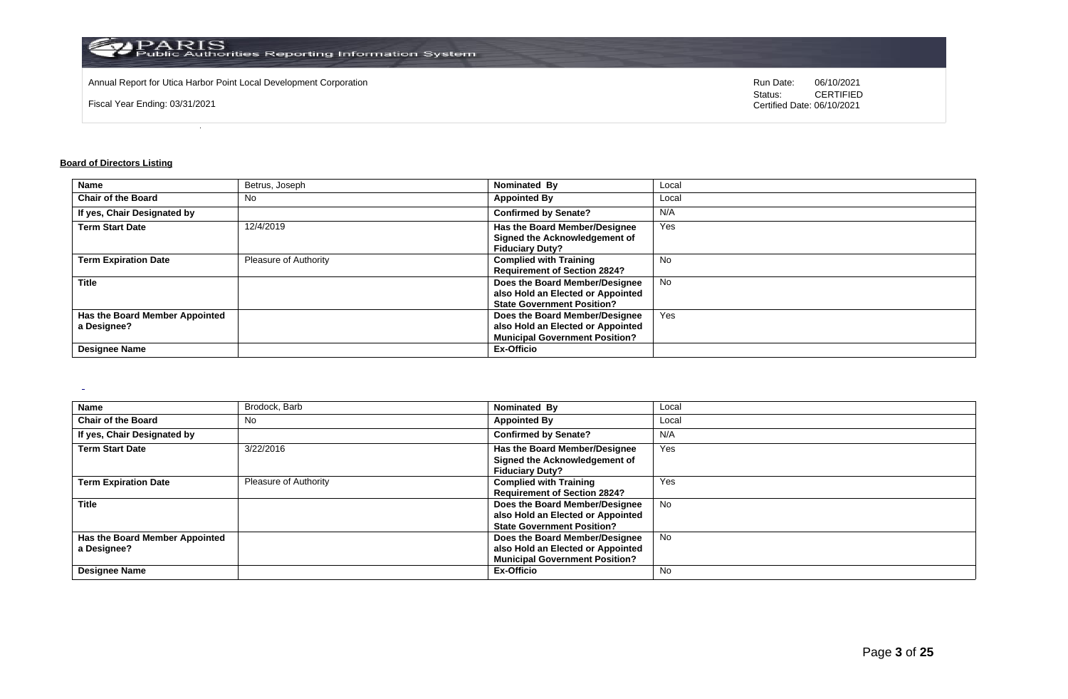Annual Report for Utica Harbor Point Local Development Corporation

Fiscal Year Ending: 03/31/2021

Run Date: 06/10/2021
Status: CERTIFIED
Certified Date: 06/10/2021

**Board of Directors Listing**

| Name | Betrus, Joseph | Nominated By | Local |
|---|---|---|---|
| Chair of the Board | No | Appointed By | Local |
| If yes, Chair Designated by | | Confirmed by Senate? | N/A |
| Term Start Date | 12/4/2019 | Has the Board Member/Designee Signed the Acknowledgement of Fiduciary Duty? | Yes |
| Term Expiration Date | Pleasure of Authority | Complied with Training Requirement of Section 2824? | No |
| Title | | Does the Board Member/Designee also Hold an Elected or Appointed State Government Position? | No |
| Has the Board Member Appointed a Designee? | | Does the Board Member/Designee also Hold an Elected or Appointed Municipal Government Position? | Yes |
| Designee Name | | Ex-Officio | |

| Name | Brodock, Barb | Nominated By | Local |
|---|---|---|---|
| Chair of the Board | No | Appointed By | Local |
| If yes, Chair Designated by | | Confirmed by Senate? | N/A |
| Term Start Date | 3/22/2016 | Has the Board Member/Designee Signed the Acknowledgement of Fiduciary Duty? | Yes |
| Term Expiration Date | Pleasure of Authority | Complied with Training Requirement of Section 2824? | Yes |
| Title | | Does the Board Member/Designee also Hold an Elected or Appointed State Government Position? | No |
| Has the Board Member Appointed a Designee? | | Does the Board Member/Designee also Hold an Elected or Appointed Municipal Government Position? | No |
| Designee Name | | Ex-Officio | No |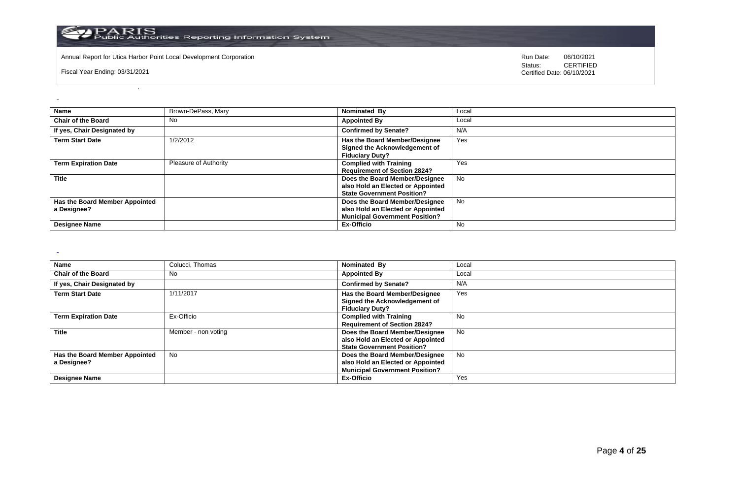| Name | Brown-DePass, Mary | Nominated By | Local |
|---|---|---|---|
| Chair of the Board | No | Appointed By | Local |
| If yes, Chair Designated by | | Confirmed by Senate? | N/A |
| Term Start Date | 1/2/2012 | Has the Board Member/Designee Signed the Acknowledgement of Fiduciary Duty? | Yes |
| Term Expiration Date | Pleasure of Authority | Complied with Training Requirement of Section 2824? | Yes |
| Title | | Does the Board Member/Designee also Hold an Elected or Appointed State Government Position? | No |
| Has the Board Member Appointed a Designee? | | Does the Board Member/Designee also Hold an Elected or Appointed Municipal Government Position? | No |
| Designee Name | | Ex-Officio | No |

| Name | Colucci, Thomas | Nominated By | Local |
|---|---|---|---|
| Chair of the Board | No | Appointed By | Local |
| If yes, Chair Designated by | | Confirmed by Senate? | N/A |
| Term Start Date | 1/11/2017 | Has the Board Member/Designee Signed the Acknowledgement of Fiduciary Duty? | Yes |
| Term Expiration Date | Ex-Officio | Complied with Training Requirement of Section 2824? | No |
| Title | Member - non voting | Does the Board Member/Designee also Hold an Elected or Appointed State Government Position? | No |
| Has the Board Member Appointed a Designee? | No | Does the Board Member/Designee also Hold an Elected or Appointed Municipal Government Position? | No |
| Designee Name | | Ex-Officio | Yes |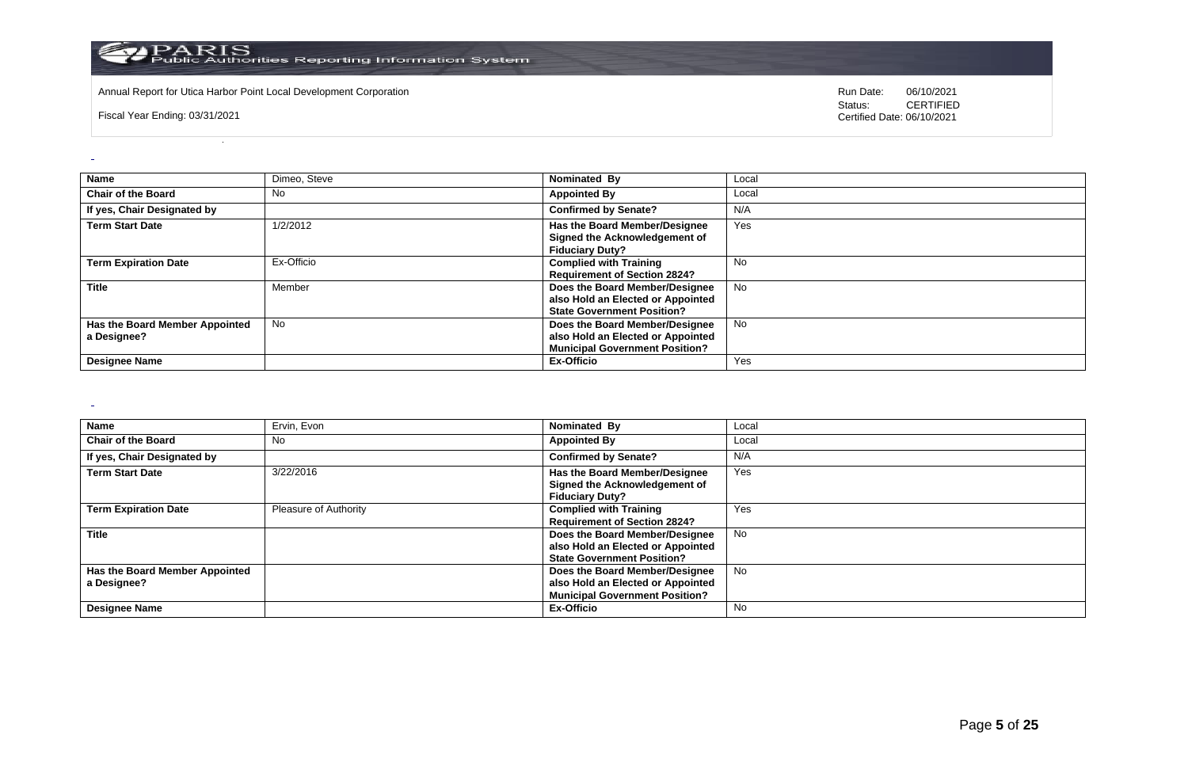Annual Report for Utica Harbor Point Local Development Corporation

Fiscal Year Ending: 03/31/2021

Run Date: 06/10/2021
Status: CERTIFIED
Certified Date: 06/10/2021

| Name | Dimeo, Steve | Nominated By | Local |
|---|---|---|---|
| Chair of the Board | No | Appointed By | Local |
| If yes, Chair Designated by | | Confirmed by Senate? | N/A |
| Term Start Date | 1/2/2012 | Has the Board Member/Designee Signed the Acknowledgement of Fiduciary Duty? | Yes |
| Term Expiration Date | Ex-Officio | Complied with Training Requirement of Section 2824? | No |
| Title | Member | Does the Board Member/Designee also Hold an Elected or Appointed State Government Position? | No |
| Has the Board Member Appointed a Designee? | No | Does the Board Member/Designee also Hold an Elected or Appointed Municipal Government Position? | No |
| Designee Name | | Ex-Officio | Yes |

| Name | Ervin, Evon | Nominated By | Local |
|---|---|---|---|
| Chair of the Board | No | Appointed By | Local |
| If yes, Chair Designated by | | Confirmed by Senate? | N/A |
| Term Start Date | 3/22/2016 | Has the Board Member/Designee Signed the Acknowledgement of Fiduciary Duty? | Yes |
| Term Expiration Date | Pleasure of Authority | Complied with Training Requirement of Section 2824? | Yes |
| Title | | Does the Board Member/Designee also Hold an Elected or Appointed State Government Position? | No |
| Has the Board Member Appointed a Designee? | | Does the Board Member/Designee also Hold an Elected or Appointed Municipal Government Position? | No |
| Designee Name | | Ex-Officio | No |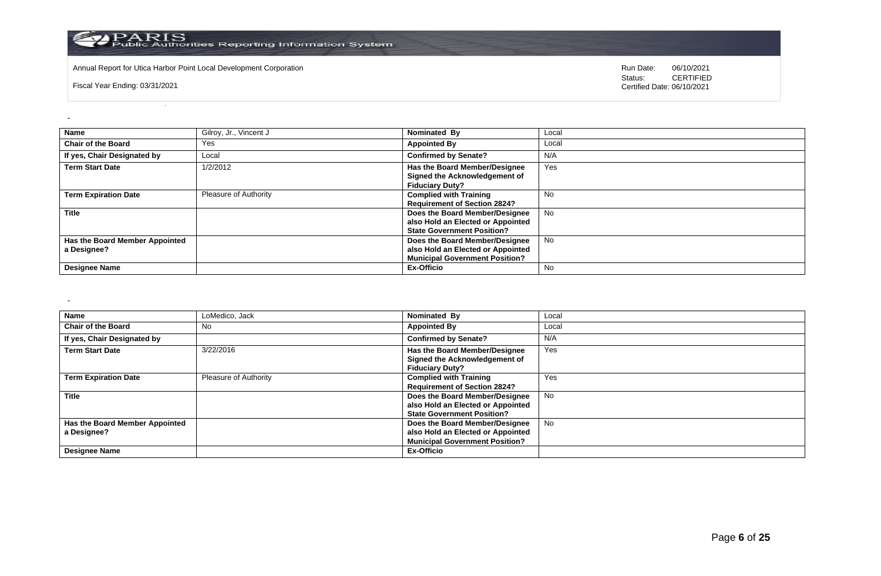| Name | Gilroy, Jr., Vincent J | Nominated By | Local |
|---|---|---|---|
| Chair of the Board | Yes | Appointed By | Local |
| If yes, Chair Designated by | Local | Confirmed by Senate? | N/A |
| Term Start Date | 1/2/2012 | Has the Board Member/Designee Signed the Acknowledgement of Fiduciary Duty? | Yes |
| Term Expiration Date | Pleasure of Authority | Complied with Training Requirement of Section 2824? | No |
| Title | | Does the Board Member/Designee also Hold an Elected or Appointed State Government Position? | No |
| Has the Board Member Appointed a Designee? | | Does the Board Member/Designee also Hold an Elected or Appointed Municipal Government Position? | No |
| Designee Name | | Ex-Officio | No |

| Name | LoMedico, Jack | Nominated By | Local |
|---|---|---|---|
| Chair of the Board | No | Appointed By | Local |
| If yes, Chair Designated by | | Confirmed by Senate? | N/A |
| Term Start Date | 3/22/2016 | Has the Board Member/Designee Signed the Acknowledgement of Fiduciary Duty? | Yes |
| Term Expiration Date | Pleasure of Authority | Complied with Training Requirement of Section 2824? | Yes |
| Title | | Does the Board Member/Designee also Hold an Elected or Appointed State Government Position? | No |
| Has the Board Member Appointed a Designee? | | Does the Board Member/Designee also Hold an Elected or Appointed Municipal Government Position? | No |
| Designee Name | | Ex-Officio | |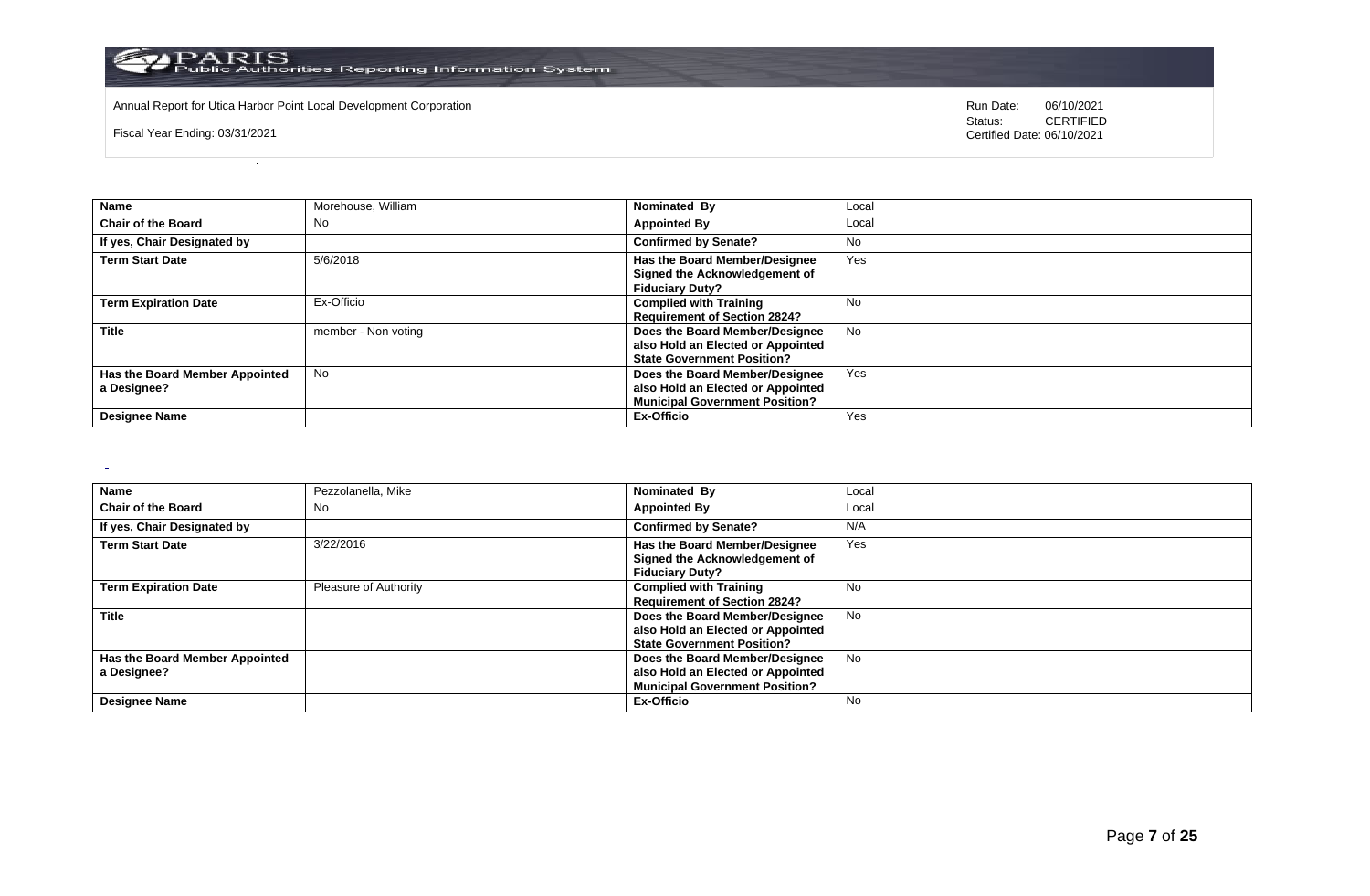| Name | Morehouse, William | Nominated By | Local |
|---|---|---|---|
| Chair of the Board | No | Appointed By | Local |
| If yes, Chair Designated by | | Confirmed by Senate? | No |
| Term Start Date | 5/6/2018 | Has the Board Member/Designee Signed the Acknowledgement of Fiduciary Duty? | Yes |
| Term Expiration Date | Ex-Officio | Complied with Training Requirement of Section 2824? | No |
| Title | member - Non voting | Does the Board Member/Designee also Hold an Elected or Appointed State Government Position? | No |
| Has the Board Member Appointed a Designee? | No | Does the Board Member/Designee also Hold an Elected or Appointed Municipal Government Position? | Yes |
| Designee Name | | Ex-Officio | Yes |

| Name | Pezzolanella, Mike | Nominated By | Local |
|---|---|---|---|
| Chair of the Board | No | Appointed By | Local |
| If yes, Chair Designated by | | Confirmed by Senate? | N/A |
| Term Start Date | 3/22/2016 | Has the Board Member/Designee Signed the Acknowledgement of Fiduciary Duty? | Yes |
| Term Expiration Date | Pleasure of Authority | Complied with Training Requirement of Section 2824? | No |
| Title | | Does the Board Member/Designee also Hold an Elected or Appointed State Government Position? | No |
| Has the Board Member Appointed a Designee? | | Does the Board Member/Designee also Hold an Elected or Appointed Municipal Government Position? | No |
| Designee Name | | Ex-Officio | No |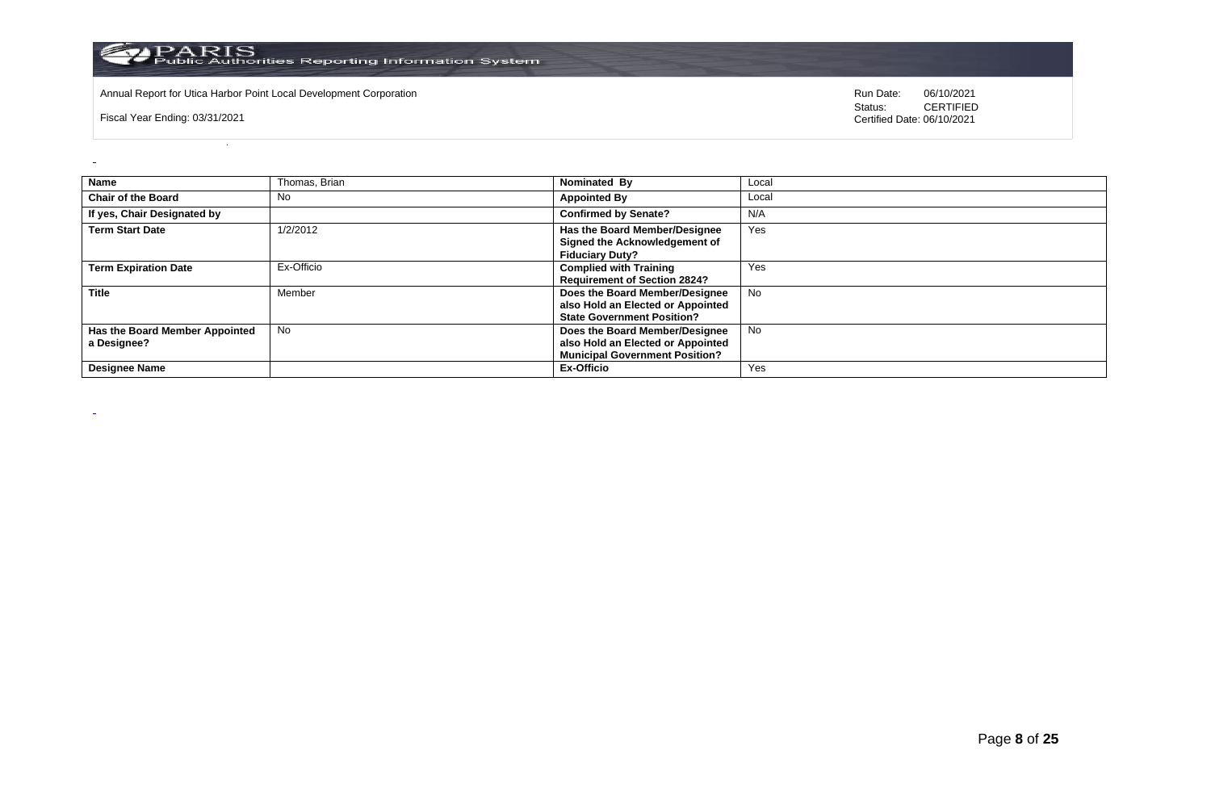Annual Report for Utica Harbor Point Local Development Corporation

Fiscal Year Ending: 03/31/2021

Run Date: 06/10/2021
Status: CERTIFIED
Certified Date: 06/10/2021

| Name | Thomas, Brian | Nominated By | Local |
|---|---|---|---|
| Chair of the Board | No | Appointed By | Local |
| If yes, Chair Designated by | | Confirmed by Senate? | N/A |
| Term Start Date | 1/2/2012 | Has the Board Member/Designee Signed the Acknowledgement of Fiduciary Duty? | Yes |
| Term Expiration Date | Ex-Officio | Complied with Training Requirement of Section 2824? | Yes |
| Title | Member | Does the Board Member/Designee also Hold an Elected or Appointed State Government Position? | No |
| Has the Board Member Appointed a Designee? | No | Does the Board Member/Designee also Hold an Elected or Appointed Municipal Government Position? | No |
| Designee Name | | Ex-Officio | Yes |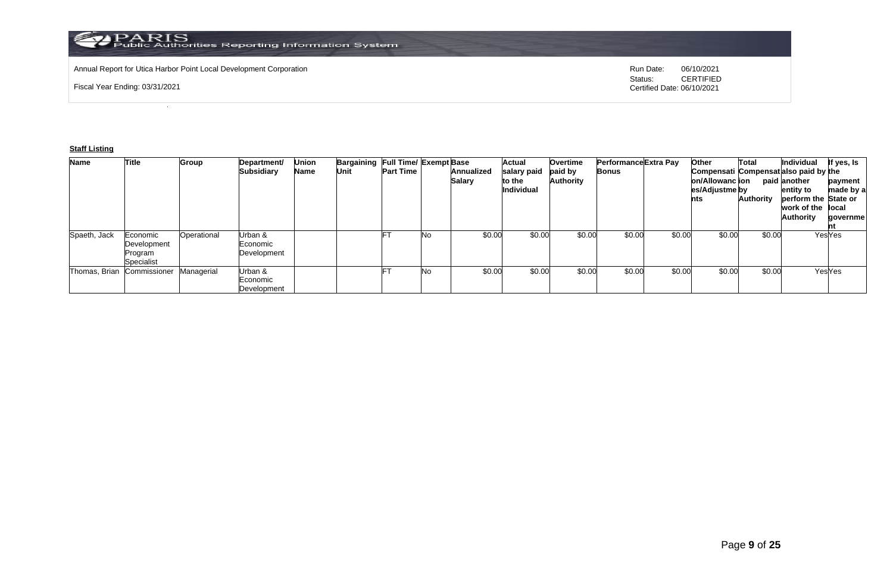Annual Report for Utica Harbor Point Local Development Corporation

Fiscal Year Ending: 03/31/2021

Run Date: 06/10/2021
Status: CERTIFIED
Certified Date: 06/10/2021

**Staff Listing**

| Name | Title | Group | Department/ Subsidiary | Union Name | Bargaining Unit | Full Time/ Part Time | Exempt | Base Annualized Salary | Actual salary paid to the Individual | Overtime paid by Authority | Performance Bonus | Extra Pay | Other Compensation/Allowances/Adjustments | Total Compensation paid by Authority | Individual also paid by another entity to perform the work of the Authority | If yes, Is the payment made by a State or local government |
|---|---|---|---|---|---|---|---|---|---|---|---|---|---|---|---|---|
| Spaeth, Jack | Economic Development Program Specialist | Operational | Urban & Economic Development | | | FT | No | $0.00 | $0.00 | $0.00 | $0.00 | $0.00 | $0.00 | $0.00 | Yes | Yes |
| Thomas, Brian | Commissioner | Managerial | Urban & Economic Development | | | FT | No | $0.00 | $0.00 | $0.00 | $0.00 | $0.00 | $0.00 | $0.00 | Yes | Yes |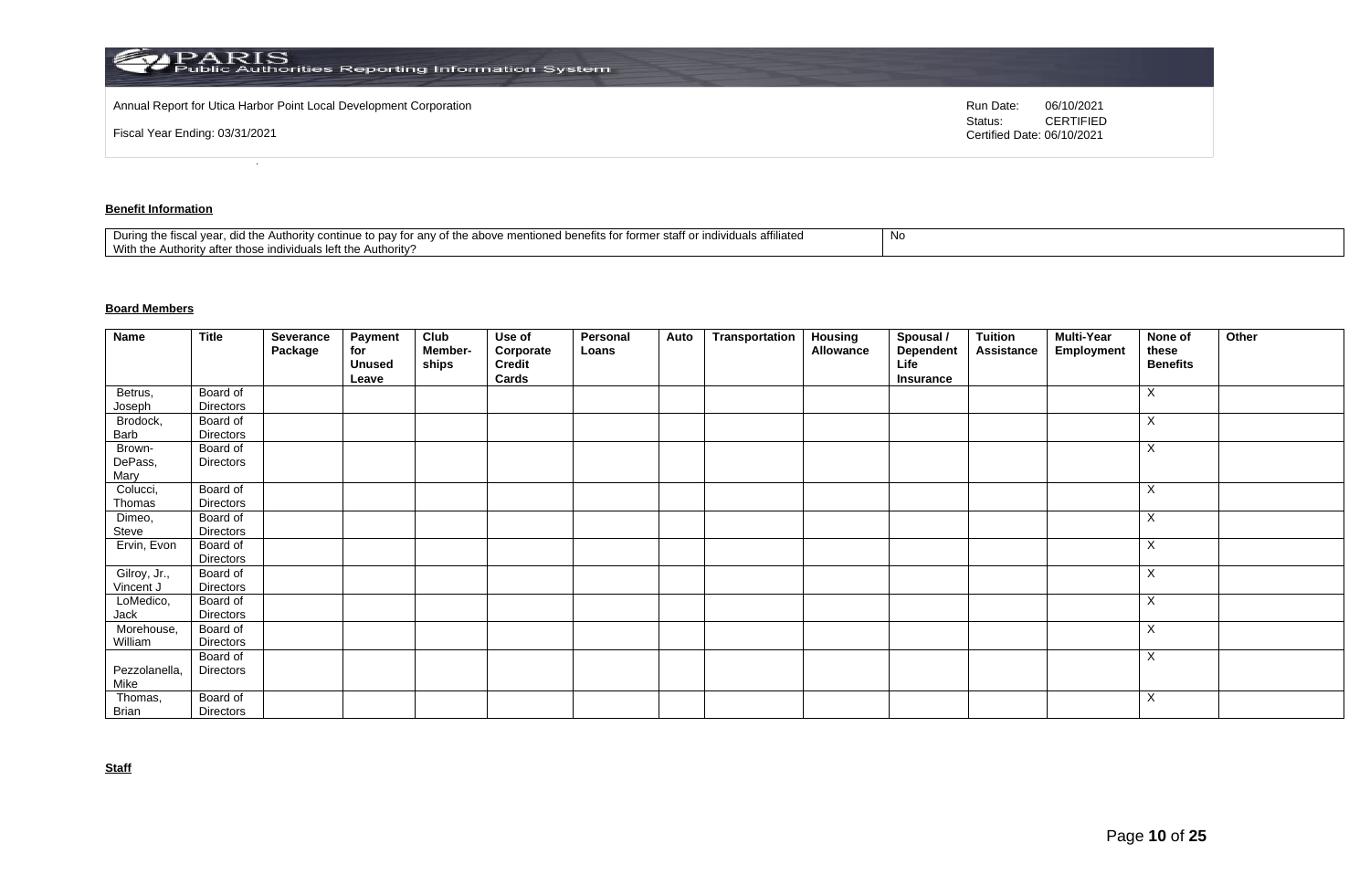Annual Report for Utica Harbor Point Local Development Corporation

Fiscal Year Ending: 03/31/2021

Run Date: 06/10/2021
Status: CERTIFIED
Certified Date: 06/10/2021

**Benefit Information**

| During the fiscal year, did the Authority continue to pay for any of the above mentioned benefits for former staff or individuals affiliated With the Authority after those individuals left the Authority? | No |
|---|---|

**Board Members**

| Name | Title | Severance Package | Payment for Unused Leave | Club Member-ships | Use of Corporate Credit Cards | Personal Loans | Auto | Transportation | Housing Allowance | Spousal / Dependent Life Insurance | Tuition Assistance | Multi-Year Employment | None of these Benefits | Other |
|---|---|---|---|---|---|---|---|---|---|---|---|---|---|---|
| Betrus, Joseph | Board of Directors | | | | | | | | | | | | X | |
| Brodock, Barb | Board of Directors | | | | | | | | | | | | X | |
| Brown-DePass, Mary | Board of Directors | | | | | | | | | | | | X | |
| Colucci, Thomas | Board of Directors | | | | | | | | | | | | X | |
| Dimeo, Steve | Board of Directors | | | | | | | | | | | | X | |
| Ervin, Evon | Board of Directors | | | | | | | | | | | | X | |
| Gilroy, Jr., Vincent J | Board of Directors | | | | | | | | | | | | X | |
| LoMedico, Jack | Board of Directors | | | | | | | | | | | | X | |
| Morehouse, William | Board of Directors | | | | | | | | | | | | X | |
| Pezzolanella, Mike | Board of Directors | | | | | | | | | | | | X | |
| Thomas, Brian | Board of Directors | | | | | | | | | | | | X | |

**Staff**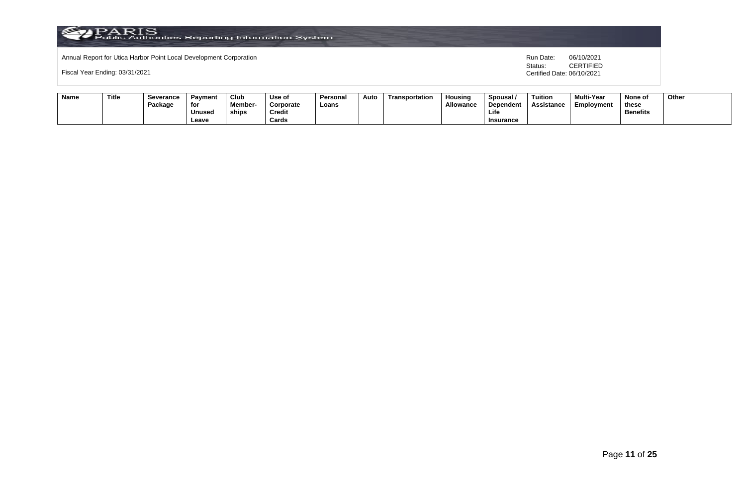Annual Report for Utica Harbor Point Local Development Corporation

Fiscal Year Ending: 03/31/2021

Run Date: 06/10/2021
Status: CERTIFIED
Certified Date: 06/10/2021

| Name | Title | Severance Package | Payment for Unused Leave | Club Member-ships | Use of Corporate Credit Cards | Personal Loans | Auto | Transportation | Housing Allowance | Spousal / Dependent Life Insurance | Tuition Assistance | Multi-Year Employment | None of these Benefits | Other |
|---|---|---|---|---|---|---|---|---|---|---|---|---|---|---|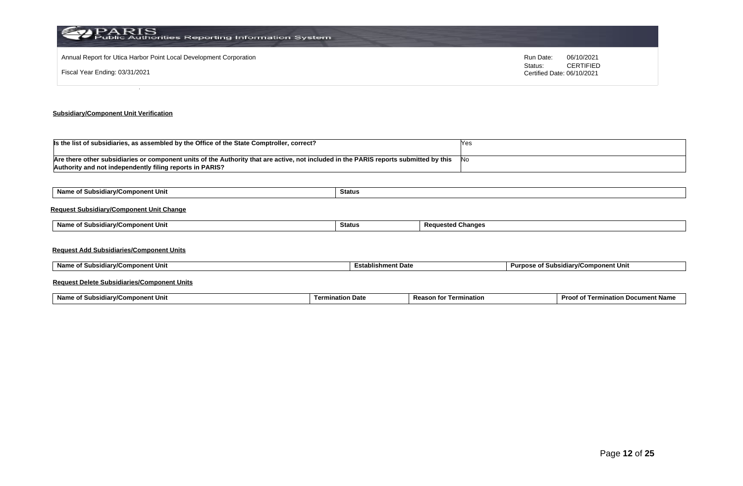Annual Report for Utica Harbor Point Local Development Corporation

Fiscal Year Ending: 03/31/2021

Run Date: 06/10/2021
Status: CERTIFIED
Certified Date: 06/10/2021

## Subsidiary/Component Unit Verification

| | |
|---|---|
| **Is the list of subsidiaries, as assembled by the Office of the State Comptroller, correct?** | Yes |
| **Are there other subsidiaries or component units of the Authority that are active, not included in the PARIS reports submitted by this Authority and not independently filing reports in PARIS?** | No |

| Name of Subsidiary/Component Unit | Status |
|---|---|

### Request Subsidiary/Component Unit Change

| Name of Subsidiary/Component Unit | Status | Requested Changes |
|---|---|---|

### Request Add Subsidiaries/Component Units

| Name of Subsidiary/Component Unit | Establishment Date | Purpose of Subsidiary/Component Unit |
|---|---|---|

### Request Delete Subsidiaries/Component Units

| Name of Subsidiary/Component Unit | Termination Date | Reason for Termination | Proof of Termination Document Name |
|---|---|---|---|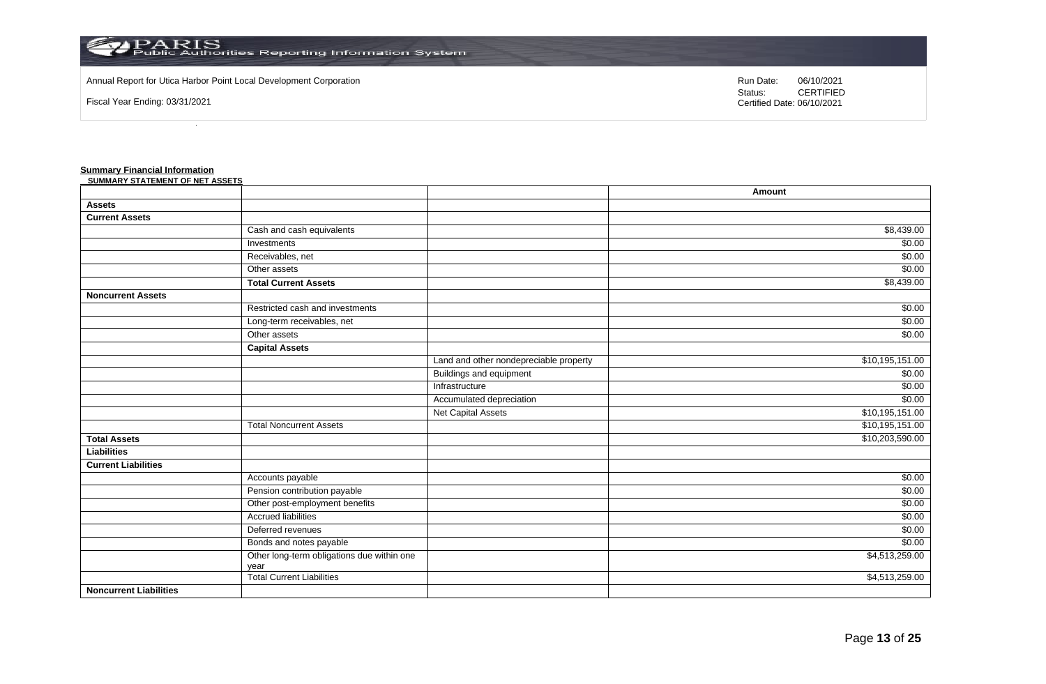Annual Report for Utica Harbor Point Local Development Corporation

Fiscal Year Ending: 03/31/2021

Run Date: 06/10/2021
Status: CERTIFIED
Certified Date: 06/10/2021

**Summary Financial Information**

**SUMMARY STATEMENT OF NET ASSETS**

| | | | Amount |
|---|---|---|---|
| **Assets** | | | |
| **Current Assets** | | | |
| | Cash and cash equivalents | | $8,439.00 |
| | Investments | | $0.00 |
| | Receivables, net | | $0.00 |
| | Other assets | | $0.00 |
| | **Total Current Assets** | | $8,439.00 |
| **Noncurrent Assets** | | | |
| | Restricted cash and investments | | $0.00 |
| | Long-term receivables, net | | $0.00 |
| | Other assets | | $0.00 |
| | **Capital Assets** | | |
| | | Land and other nondepreciable property | $10,195,151.00 |
| | | Buildings and equipment | $0.00 |
| | | Infrastructure | $0.00 |
| | | Accumulated depreciation | $0.00 |
| | | Net Capital Assets | $10,195,151.00 |
| | Total Noncurrent Assets | | $10,195,151.00 |
| **Total Assets** | | | $10,203,590.00 |
| **Liabilities** | | | |
| **Current Liabilities** | | | |
| | Accounts payable | | $0.00 |
| | Pension contribution payable | | $0.00 |
| | Other post-employment benefits | | $0.00 |
| | Accrued liabilities | | $0.00 |
| | Deferred revenues | | $0.00 |
| | Bonds and notes payable | | $0.00 |
| | Other long-term obligations due within one year | | $4,513,259.00 |
| | Total Current Liabilities | | $4,513,259.00 |
| **Noncurrent Liabilities** | | | |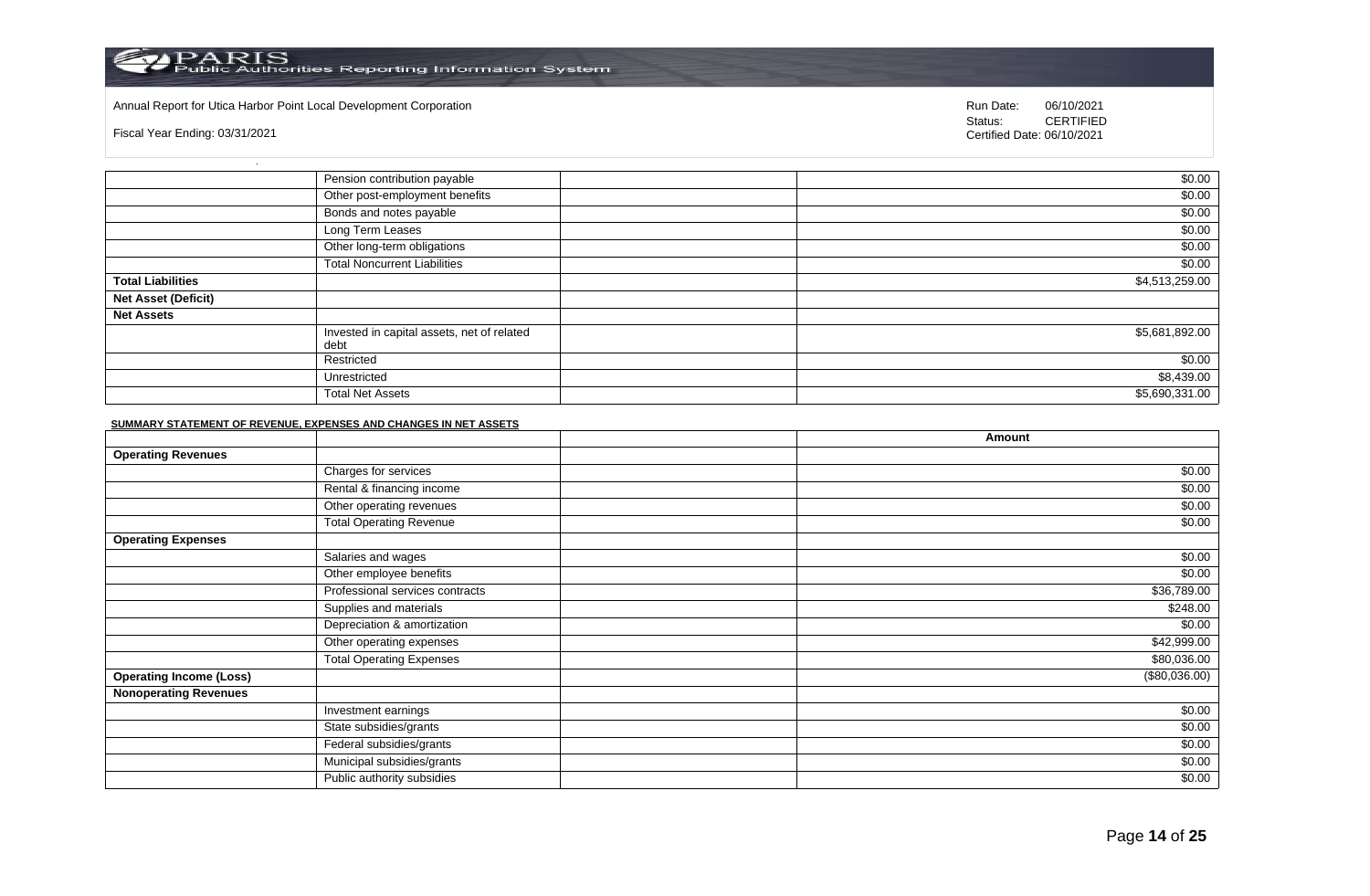Annual Report for Utica Harbor Point Local Development Corporation

Fiscal Year Ending: 03/31/2021

Run Date: 06/10/2021
Status: CERTIFIED
Certified Date: 06/10/2021

| | | | |
|---|---|---|---|
| | Pension contribution payable | | $0.00 |
| | Other post-employment benefits | | $0.00 |
| | Bonds and notes payable | | $0.00 |
| | Long Term Leases | | $0.00 |
| | Other long-term obligations | | $0.00 |
| | Total Noncurrent Liabilities | | $0.00 |
| **Total Liabilities** | | | $4,513,259.00 |
| **Net Asset (Deficit)** | | | |
| **Net Assets** | | | |
| | Invested in capital assets, net of related debt | | $5,681,892.00 |
| | Restricted | | $0.00 |
| | Unrestricted | | $8,439.00 |
| | Total Net Assets | | $5,690,331.00 |

**SUMMARY STATEMENT OF REVENUE, EXPENSES AND CHANGES IN NET ASSETS**

| | | | Amount |
|---|---|---|---|
| **Operating Revenues** | | | |
| | Charges for services | | $0.00 |
| | Rental & financing income | | $0.00 |
| | Other operating revenues | | $0.00 |
| | Total Operating Revenue | | $0.00 |
| **Operating Expenses** | | | |
| | Salaries and wages | | $0.00 |
| | Other employee benefits | | $0.00 |
| | Professional services contracts | | $36,789.00 |
| | Supplies and materials | | $248.00 |
| | Depreciation & amortization | | $0.00 |
| | Other operating expenses | | $42,999.00 |
| | Total Operating Expenses | | $80,036.00 |
| **Operating Income (Loss)** | | | ($80,036.00) |
| **Nonoperating Revenues** | | | |
| | Investment earnings | | $0.00 |
| | State subsidies/grants | | $0.00 |
| | Federal subsidies/grants | | $0.00 |
| | Municipal subsidies/grants | | $0.00 |
| | Public authority subsidies | | $0.00 |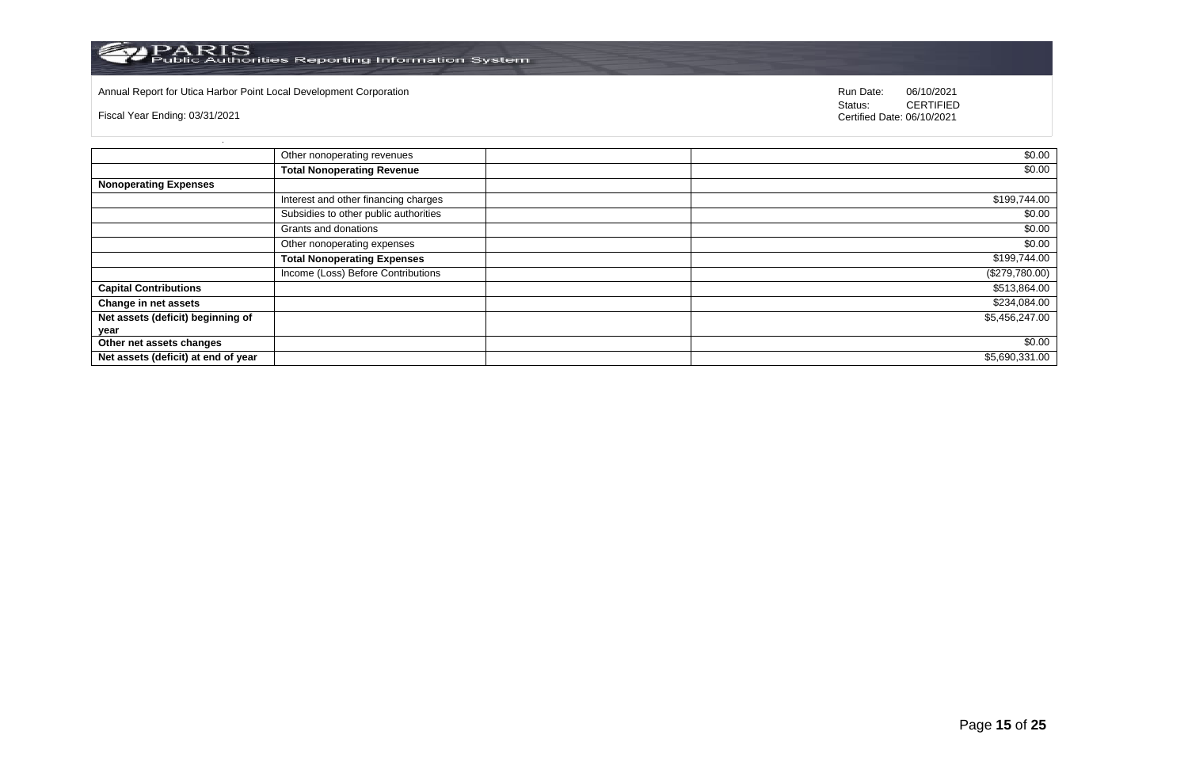Annual Report for Utica Harbor Point Local Development Corporation

Fiscal Year Ending: 03/31/2021

Run Date: 06/10/2021
Status: CERTIFIED
Certified Date: 06/10/2021

| | | | |
|---|---|---|---|
| | Other nonoperating revenues | | $0.00 |
| | **Total Nonoperating Revenue** | | $0.00 |
| **Nonoperating Expenses** | | | |
| | Interest and other financing charges | | $199,744.00 |
| | Subsidies to other public authorities | | $0.00 |
| | Grants and donations | | $0.00 |
| | Other nonoperating expenses | | $0.00 |
| | **Total Nonoperating Expenses** | | $199,744.00 |
| | Income (Loss) Before Contributions | | ($279,780.00) |
| **Capital Contributions** | | | $513,864.00 |
| **Change in net assets** | | | $234,084.00 |
| **Net assets (deficit) beginning of year** | | | $5,456,247.00 |
| **Other net assets changes** | | | $0.00 |
| **Net assets (deficit) at end of year** | | | $5,690,331.00 |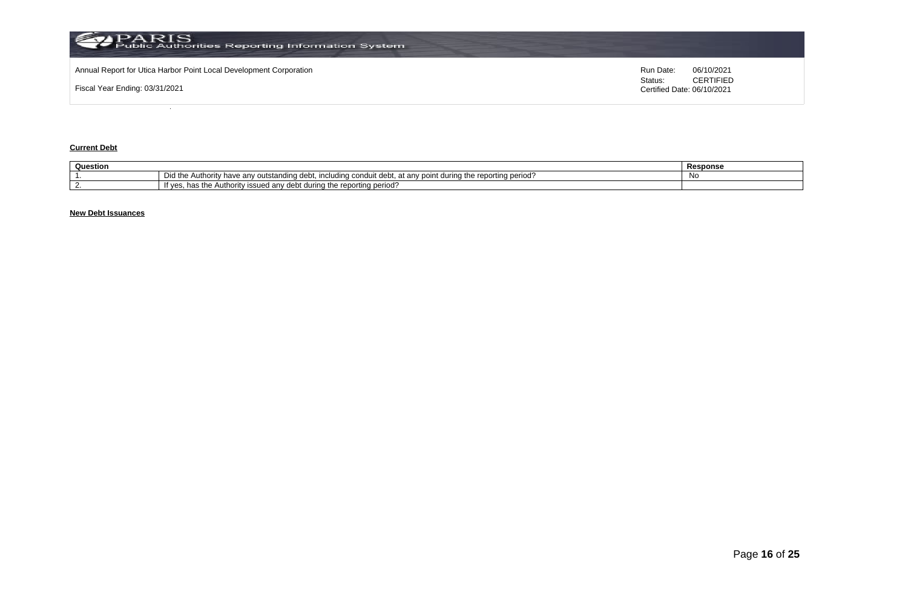Annual Report for Utica Harbor Point Local Development Corporation

Fiscal Year Ending: 03/31/2021

Run Date: 06/10/2021
Status: CERTIFIED
Certified Date: 06/10/2021

**Current Debt**

| Question | | Response |
|---|---|---|
| 1. | Did the Authority have any outstanding debt, including conduit debt, at any point during the reporting period? | No |
| 2. | If yes, has the Authority issued any debt during the reporting period? | |

**New Debt Issuances**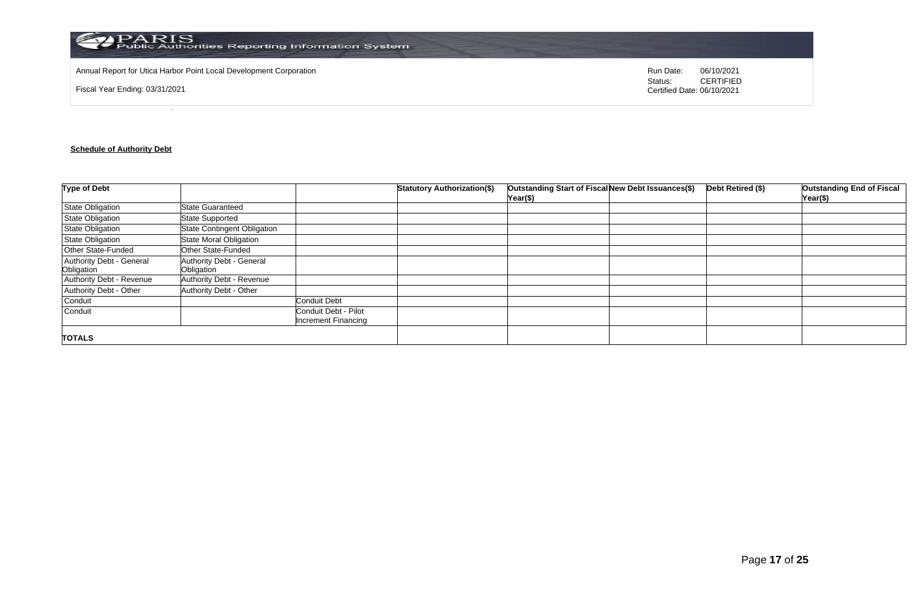Annual Report for Utica Harbor Point Local Development Corporation

Fiscal Year Ending: 03/31/2021

Run Date: 06/10/2021
Status: CERTIFIED
Certified Date: 06/10/2021

**Schedule of Authority Debt**

| Type of Debt | | | Statutory Authorization($) | Outstanding Start of Fiscal Year($) | New Debt Issuances($) | Debt Retired ($) | Outstanding End of Fiscal Year($) |
|---|---|---|---|---|---|---|---|
| State Obligation | State Guaranteed | | | | | | |
| State Obligation | State Supported | | | | | | |
| State Obligation | State Contingent Obligation | | | | | | |
| State Obligation | State Moral Obligation | | | | | | |
| Other State-Funded | Other State-Funded | | | | | | |
| Authority Debt - General Obligation | Authority Debt - General Obligation | | | | | | |
| Authority Debt - Revenue | Authority Debt - Revenue | | | | | | |
| Authority Debt - Other | Authority Debt - Other | | | | | | |
| Conduit | | Conduit Debt | | | | | |
| Conduit | | Conduit Debt - Pilot Increment Financing | | | | | |
| **TOTALS** | | | | | | | |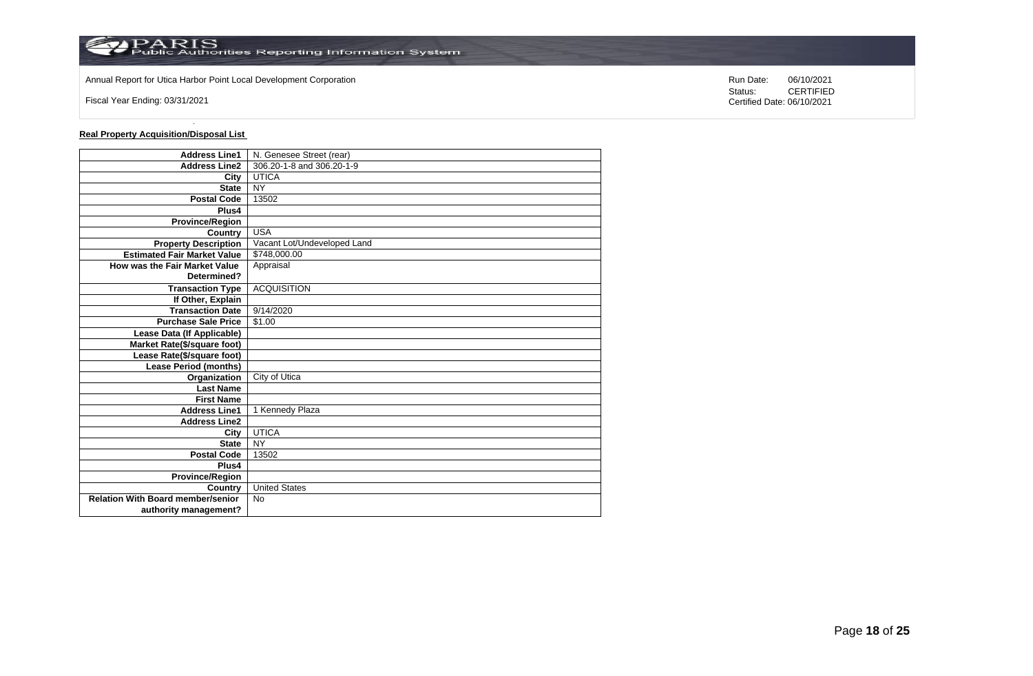Annual Report for Utica Harbor Point Local Development Corporation

Fiscal Year Ending: 03/31/2021

Run Date: 06/10/2021
Status: CERTIFIED
Certified Date: 06/10/2021

**Real Property Acquisition/Disposal List**

| | |
|---|---|
| **Address Line1** | N. Genesee Street (rear) |
| **Address Line2** | 306.20-1-8 and 306.20-1-9 |
| **City** | UTICA |
| **State** | NY |
| **Postal Code** | 13502 |
| **Plus4** | |
| **Province/Region** | |
| **Country** | USA |
| **Property Description** | Vacant Lot/Undeveloped Land |
| **Estimated Fair Market Value** | $748,000.00 |
| **How was the Fair Market Value Determined?** | Appraisal |
| **Transaction Type** | ACQUISITION |
| **If Other, Explain** | |
| **Transaction Date** | 9/14/2020 |
| **Purchase Sale Price** | $1.00 |
| **Lease Data (If Applicable)** | |
| **Market Rate($/square foot)** | |
| **Lease Rate($/square foot)** | |
| **Lease Period (months)** | |
| **Organization** | City of Utica |
| **Last Name** | |
| **First Name** | |
| **Address Line1** | 1 Kennedy Plaza |
| **Address Line2** | |
| **City** | UTICA |
| **State** | NY |
| **Postal Code** | 13502 |
| **Plus4** | |
| **Province/Region** | |
| **Country** | United States |
| **Relation With Board member/senior authority management?** | No |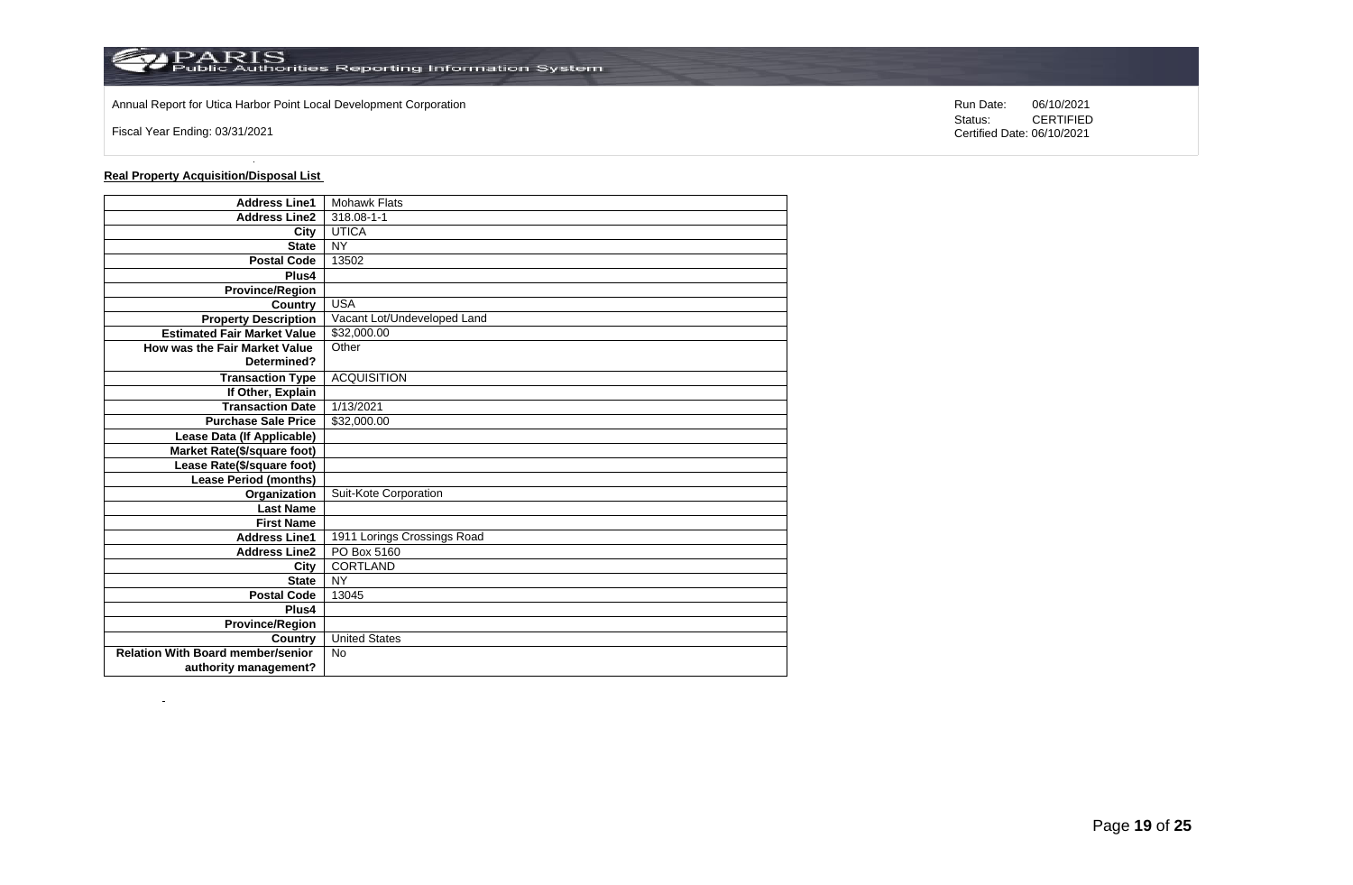Annual Report for Utica Harbor Point Local Development Corporation

Fiscal Year Ending: 03/31/2021

Run Date: 06/10/2021
Status: CERTIFIED
Certified Date: 06/10/2021

**Real Property Acquisition/Disposal List**

| | |
|---|---|
| **Address Line1** | Mohawk Flats |
| **Address Line2** | 318.08-1-1 |
| **City** | UTICA |
| **State** | NY |
| **Postal Code** | 13502 |
| **Plus4** | |
| **Province/Region** | |
| **Country** | USA |
| **Property Description** | Vacant Lot/Undeveloped Land |
| **Estimated Fair Market Value** | $32,000.00 |
| **How was the Fair Market Value Determined?** | Other |
| **Transaction Type** | ACQUISITION |
| **If Other, Explain** | |
| **Transaction Date** | 1/13/2021 |
| **Purchase Sale Price** | $32,000.00 |
| **Lease Data (If Applicable)** | |
| **Market Rate($/square foot)** | |
| **Lease Rate($/square foot)** | |
| **Lease Period (months)** | |
| **Organization** | Suit-Kote Corporation |
| **Last Name** | |
| **First Name** | |
| **Address Line1** | 1911 Lorings Crossings Road |
| **Address Line2** | PO Box 5160 |
| **City** | CORTLAND |
| **State** | NY |
| **Postal Code** | 13045 |
| **Plus4** | |
| **Province/Region** | |
| **Country** | United States |
| **Relation With Board member/senior authority management?** | No |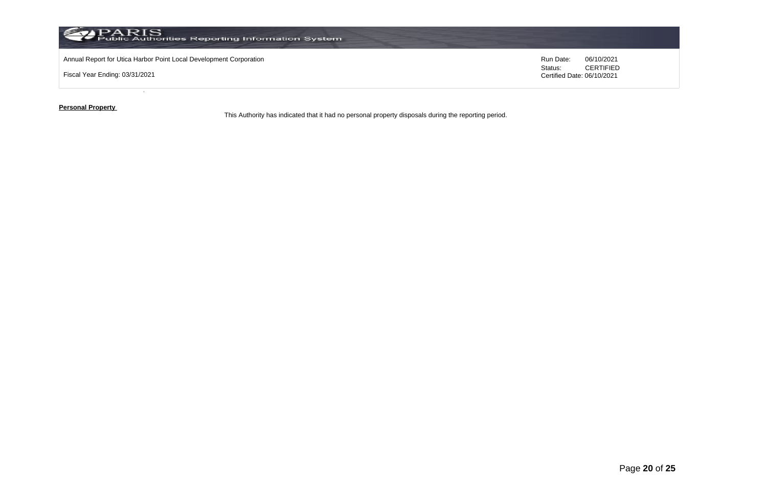**Personal Property**

This Authority has indicated that it had no personal property disposals during the reporting period.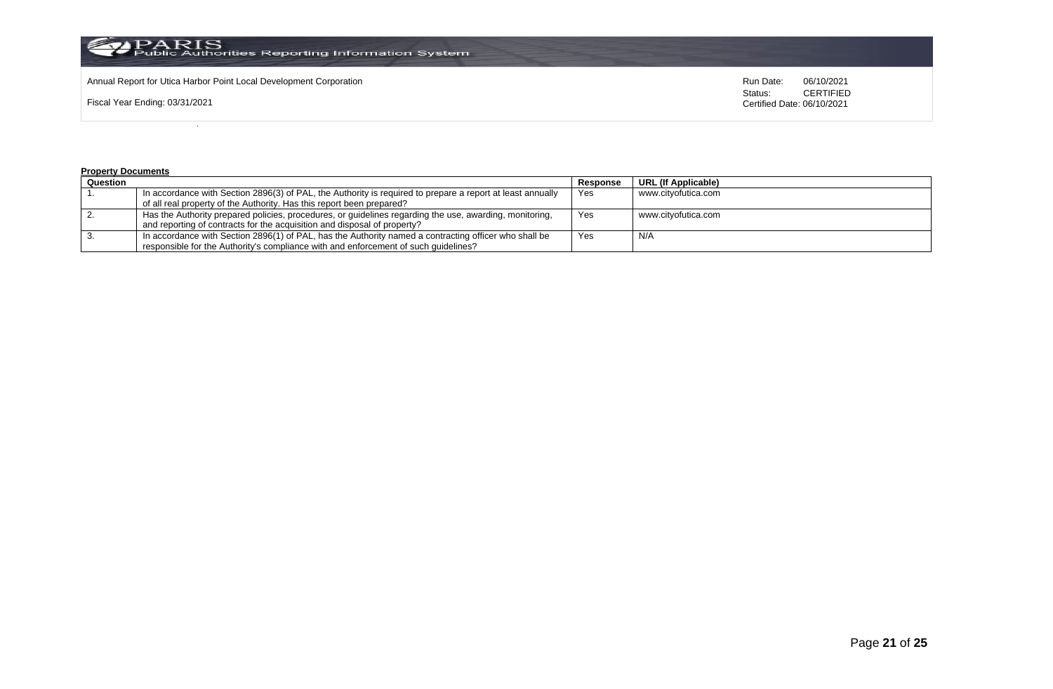Annual Report for Utica Harbor Point Local Development Corporation

Fiscal Year Ending: 03/31/2021

Run Date: 06/10/2021
Status: CERTIFIED
Certified Date: 06/10/2021

**Property Documents**

| Question | | Response | URL (If Applicable) |
|---|---|---|---|
| 1. | In accordance with Section 2896(3) of PAL, the Authority is required to prepare a report at least annually of all real property of the Authority. Has this report been prepared? | Yes | www.cityofutica.com |
| 2. | Has the Authority prepared policies, procedures, or guidelines regarding the use, awarding, monitoring, and reporting of contracts for the acquisition and disposal of property? | Yes | www.cityofutica.com |
| 3. | In accordance with Section 2896(1) of PAL, has the Authority named a contracting officer who shall be responsible for the Authority's compliance with and enforcement of such guidelines? | Yes | N/A |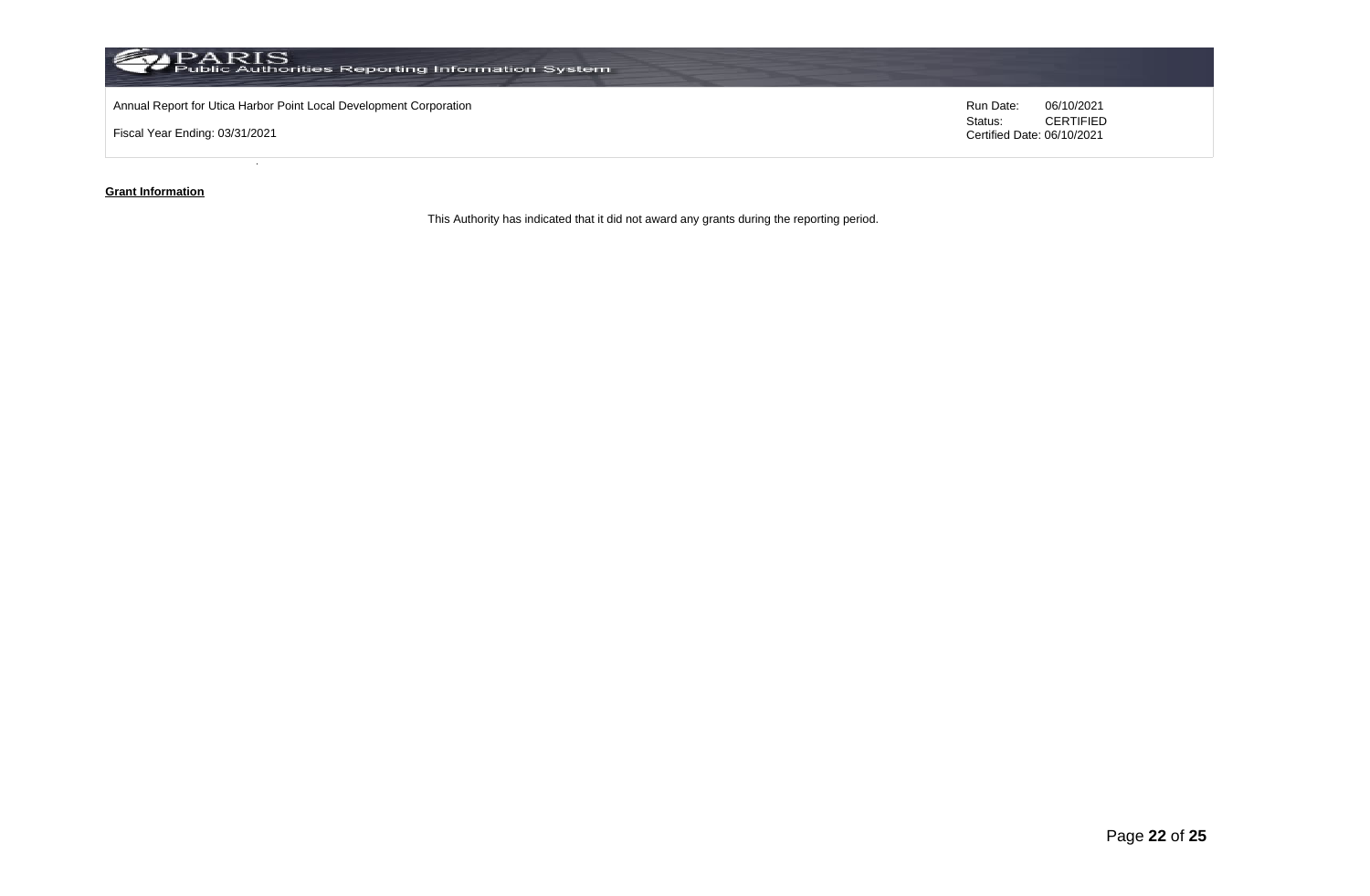Annual Report for Utica Harbor Point Local Development Corporation

Fiscal Year Ending: 03/31/2021

Run Date: 06/10/2021
Status: CERTIFIED
Certified Date: 06/10/2021

**Grant Information**

This Authority has indicated that it did not award any grants during the reporting period.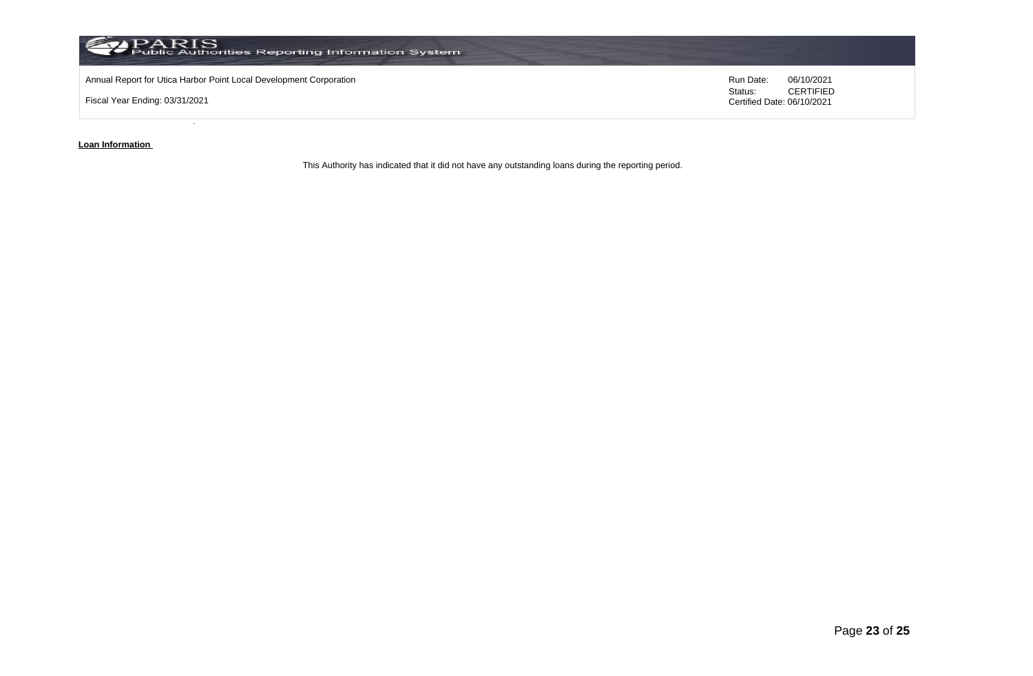**Loan Information**

This Authority has indicated that it did not have any outstanding loans during the reporting period.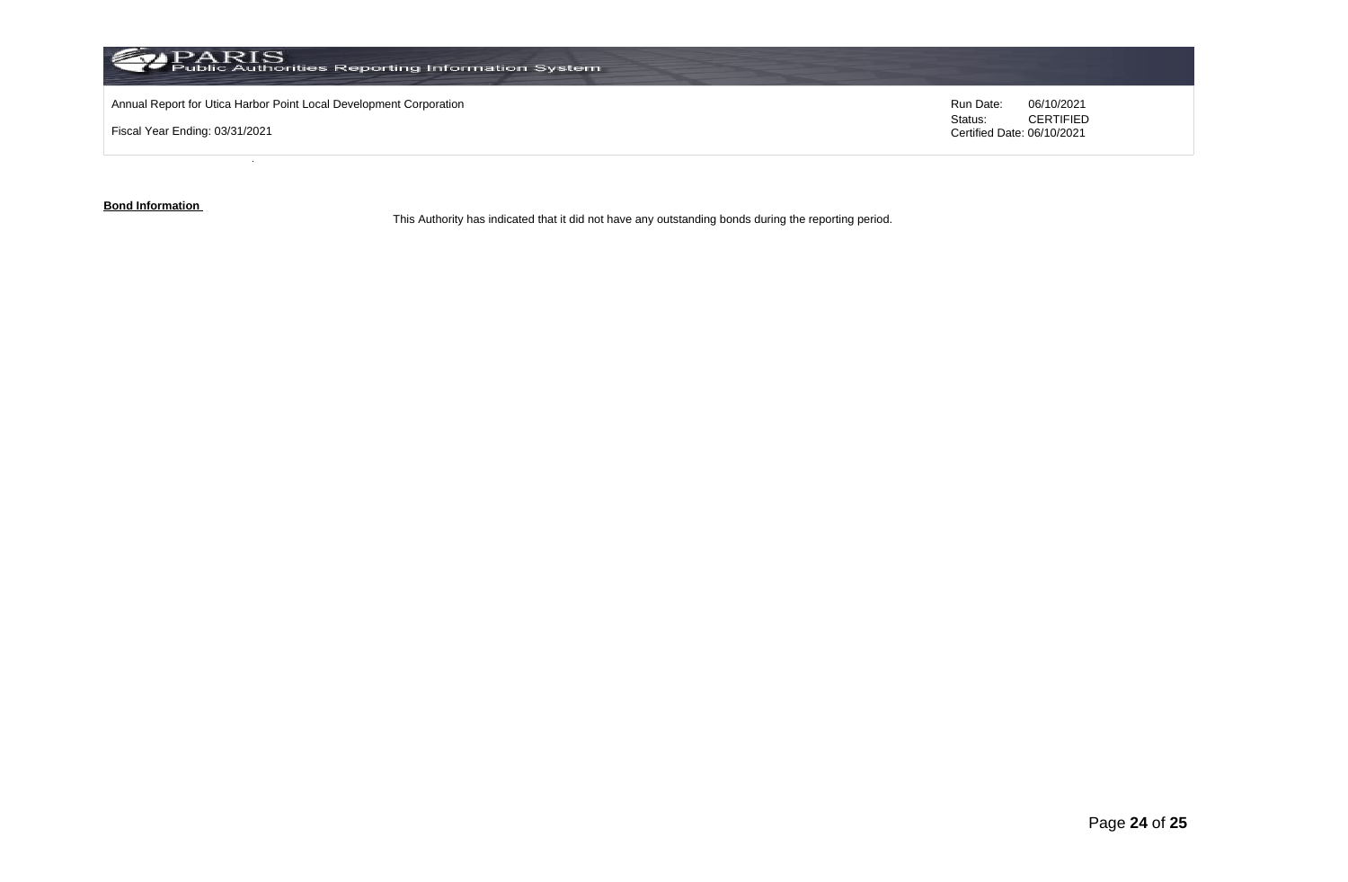**Bond Information**

This Authority has indicated that it did not have any outstanding bonds during the reporting period.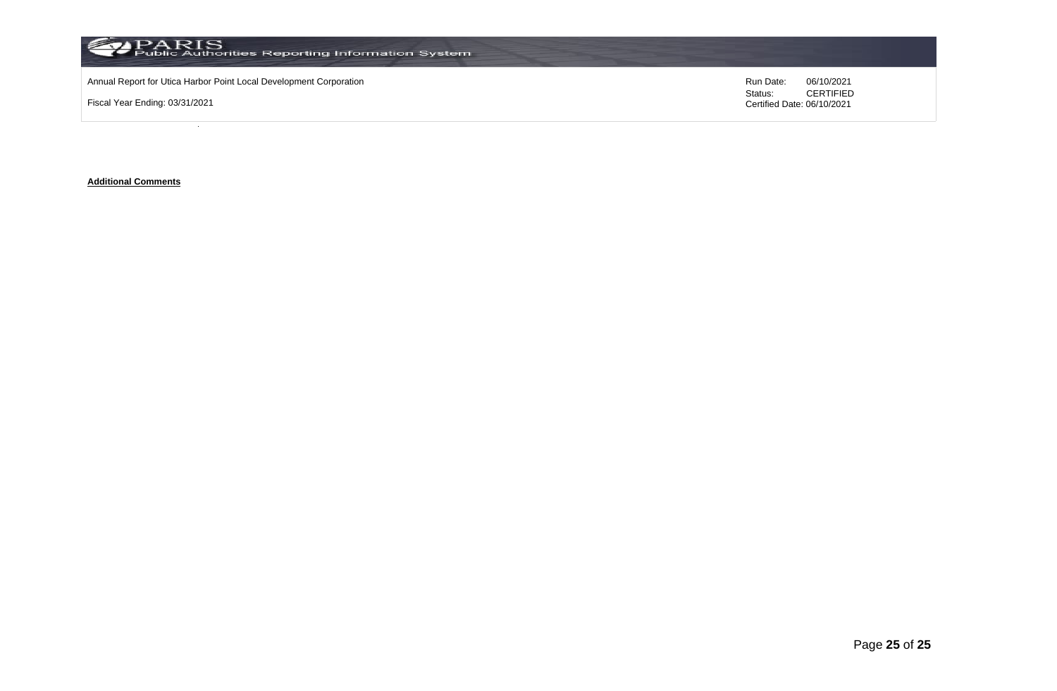Annual Report for Utica Harbor Point Local Development Corporation

Fiscal Year Ending: 03/31/2021

Run Date: 06/10/2021
Status: CERTIFIED
Certified Date: 06/10/2021

**Additional Comments**